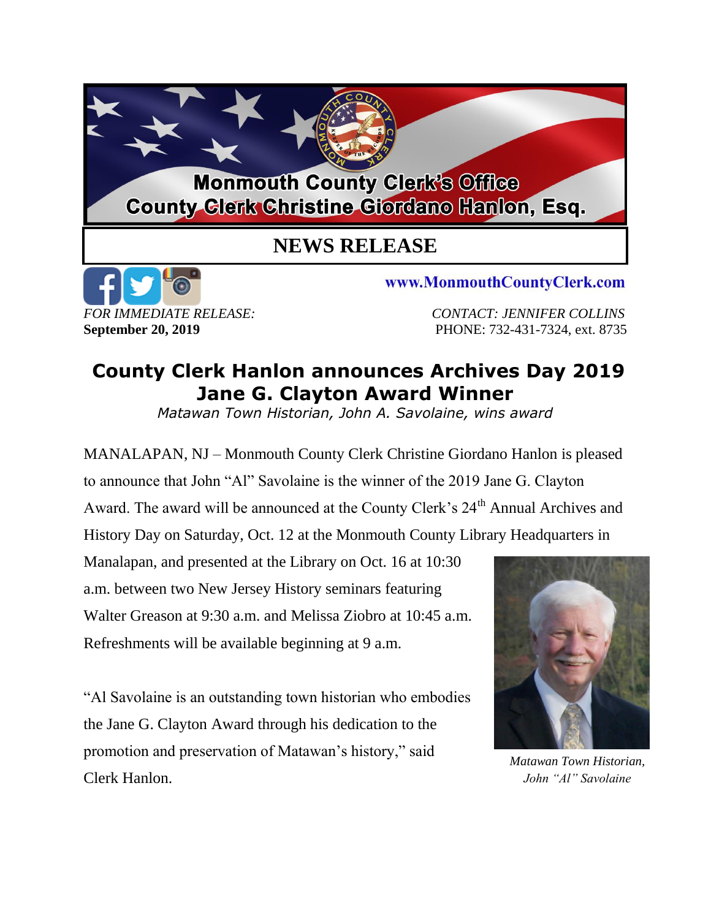Monmouth County Clerk's Office
County Clerk Christine Giordano Hanlon, Esq.

# NEWS RELEASE

www.MonmouthCountyClerk.com

*FOR IMMEDIATE RELEASE:*
**September 20, 2019**

*CONTACT: JENNIFER COLLINS*
PHONE: 732-431-7324, ext. 8735

## County Clerk Hanlon announces Archives Day 2019 Jane G. Clayton Award Winner

*Matawan Town Historian, John A. Savolaine, wins award*

MANALAPAN, NJ – Monmouth County Clerk Christine Giordano Hanlon is pleased to announce that John "Al" Savolaine is the winner of the 2019 Jane G. Clayton Award. The award will be announced at the County Clerk's 24th Annual Archives and History Day on Saturday, Oct. 12 at the Monmouth County Library Headquarters in Manalapan, and presented at the Library on Oct. 16 at 10:30 a.m. between two New Jersey History seminars featuring Walter Greason at 9:30 a.m. and Melissa Ziobro at 10:45 a.m. Refreshments will be available beginning at 9 a.m.

"Al Savolaine is an outstanding town historian who embodies the Jane G. Clayton Award through his dedication to the promotion and preservation of Matawan's history," said Clerk Hanlon.

*Matawan Town Historian, John "Al" Savolaine*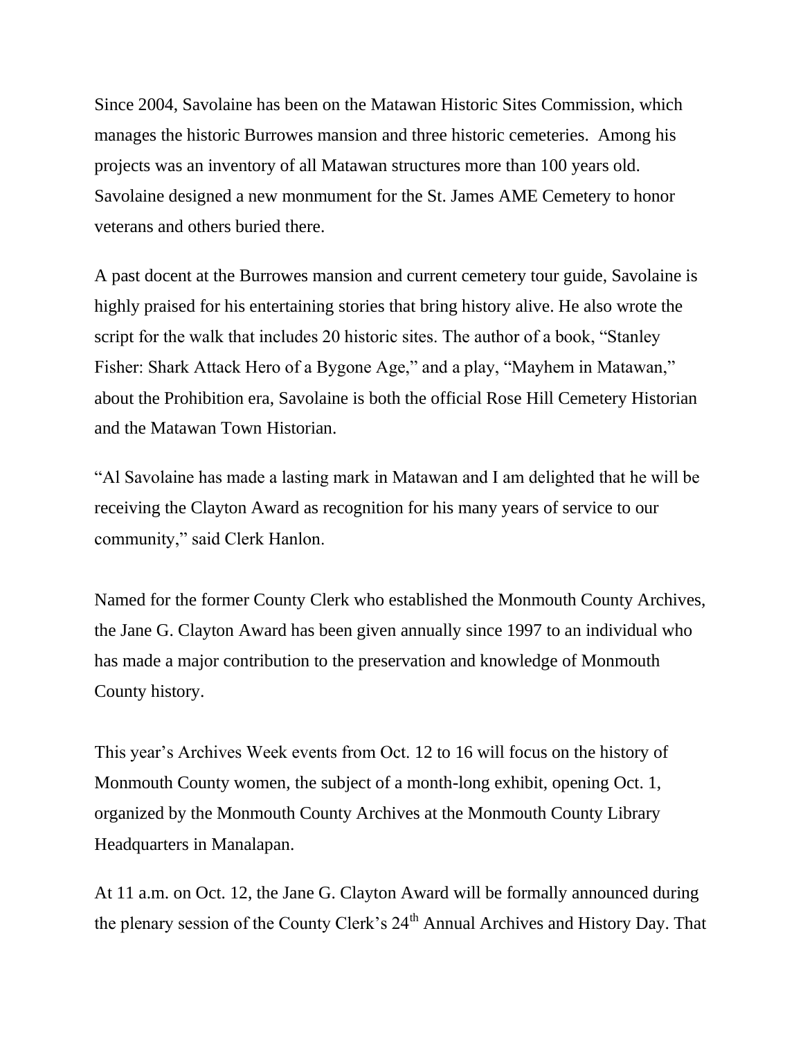Since 2004, Savolaine has been on the Matawan Historic Sites Commission, which manages the historic Burrowes mansion and three historic cemeteries. Among his projects was an inventory of all Matawan structures more than 100 years old. Savolaine designed a new monmument for the St. James AME Cemetery to honor veterans and others buried there.

A past docent at the Burrowes mansion and current cemetery tour guide, Savolaine is highly praised for his entertaining stories that bring history alive. He also wrote the script for the walk that includes 20 historic sites. The author of a book, "Stanley Fisher: Shark Attack Hero of a Bygone Age," and a play, "Mayhem in Matawan," about the Prohibition era, Savolaine is both the official Rose Hill Cemetery Historian and the Matawan Town Historian.

"Al Savolaine has made a lasting mark in Matawan and I am delighted that he will be receiving the Clayton Award as recognition for his many years of service to our community," said Clerk Hanlon.

Named for the former County Clerk who established the Monmouth County Archives, the Jane G. Clayton Award has been given annually since 1997 to an individual who has made a major contribution to the preservation and knowledge of Monmouth County history.

This year's Archives Week events from Oct. 12 to 16 will focus on the history of Monmouth County women, the subject of a month-long exhibit, opening Oct. 1, organized by the Monmouth County Archives at the Monmouth County Library Headquarters in Manalapan.

At 11 a.m. on Oct. 12, the Jane G. Clayton Award will be formally announced during the plenary session of the County Clerk's 24th Annual Archives and History Day. That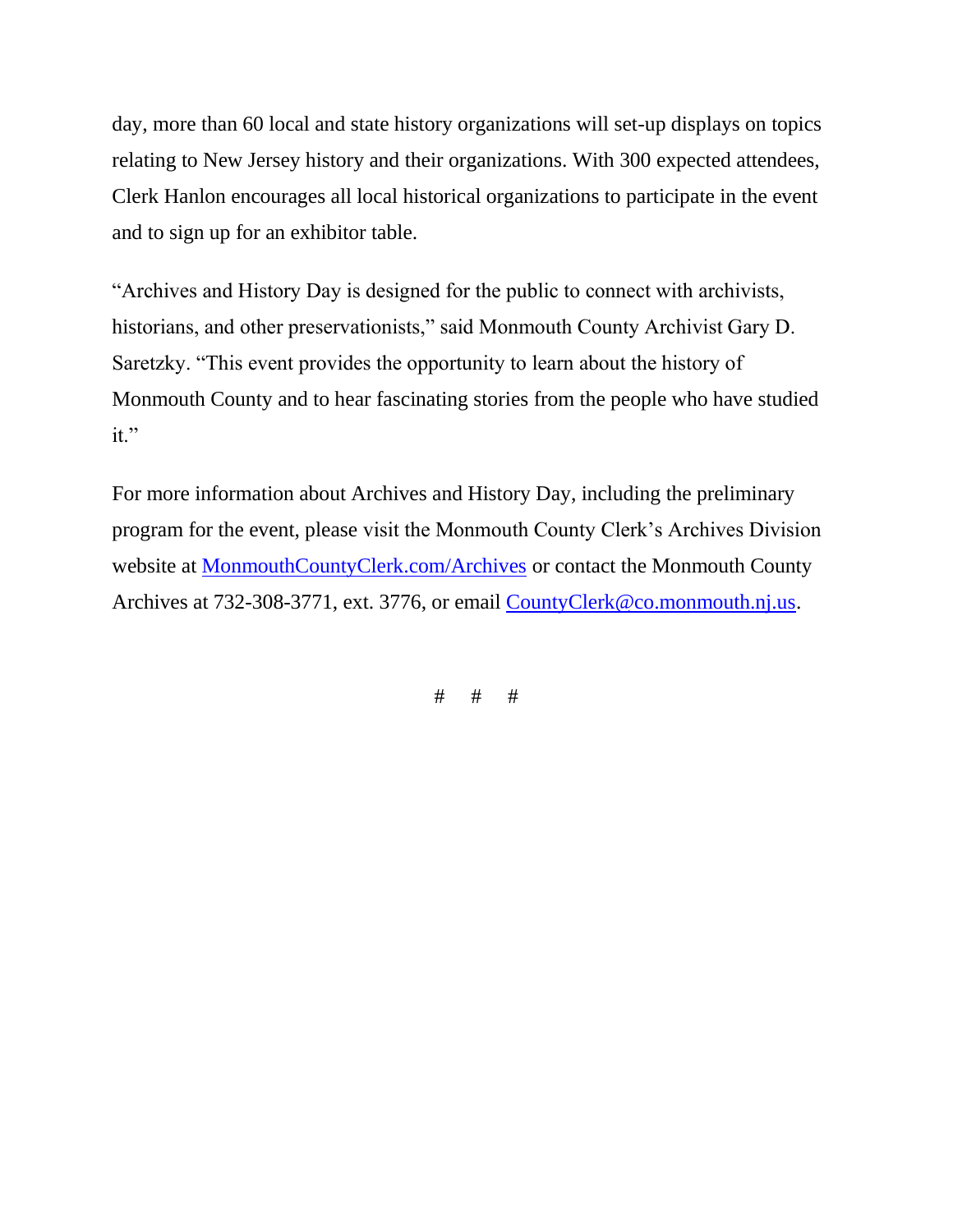day, more than 60 local and state history organizations will set-up displays on topics relating to New Jersey history and their organizations. With 300 expected attendees, Clerk Hanlon encourages all local historical organizations to participate in the event and to sign up for an exhibitor table.

"Archives and History Day is designed for the public to connect with archivists, historians, and other preservationists," said Monmouth County Archivist Gary D. Saretzky. "This event provides the opportunity to learn about the history of Monmouth County and to hear fascinating stories from the people who have studied it."

For more information about Archives and History Day, including the preliminary program for the event, please visit the Monmouth County Clerk's Archives Division website at [MonmouthCountyClerk.com/Archives](MonmouthCountyClerk.com/Archives) or contact the Monmouth County Archives at 732-308-3771, ext. 3776, or email [CountyClerk@co.monmouth.nj.us](mailto:CountyClerk@co.monmouth.nj.us).

# # #